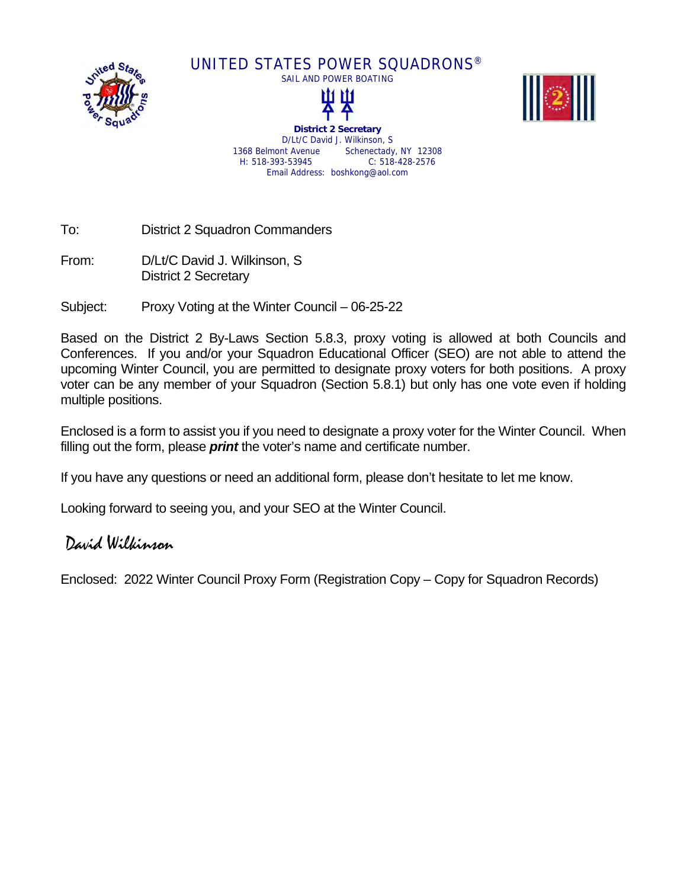UNITED STATES POWER SQUADRONS®

SAIL AND POWER BOATING

**District 2 Secretary**
D/Lt/C David J. Wilkinson, S
1368 Belmont Avenue Schenectady, NY 12308
H: 518-393-53945 C: 518-428-2576
Email Address: boshkong@aol.com

To: District 2 Squadron Commanders

From: D/Lt/C David J. Wilkinson, S
District 2 Secretary

Subject: Proxy Voting at the Winter Council – 06-25-22

Based on the District 2 By-Laws Section 5.8.3, proxy voting is allowed at both Councils and Conferences. If you and/or your Squadron Educational Officer (SEO) are not able to attend the upcoming Winter Council, you are permitted to designate proxy voters for both positions. A proxy voter can be any member of your Squadron (Section 5.8.1) but only has one vote even if holding multiple positions.

Enclosed is a form to assist you if you need to designate a proxy voter for the Winter Council. When filling out the form, please ***print*** the voter's name and certificate number.

If you have any questions or need an additional form, please don't hesitate to let me know.

Looking forward to seeing you, and your SEO at the Winter Council.

*David Wilkinson*

Enclosed: 2022 Winter Council Proxy Form (Registration Copy – Copy for Squadron Records)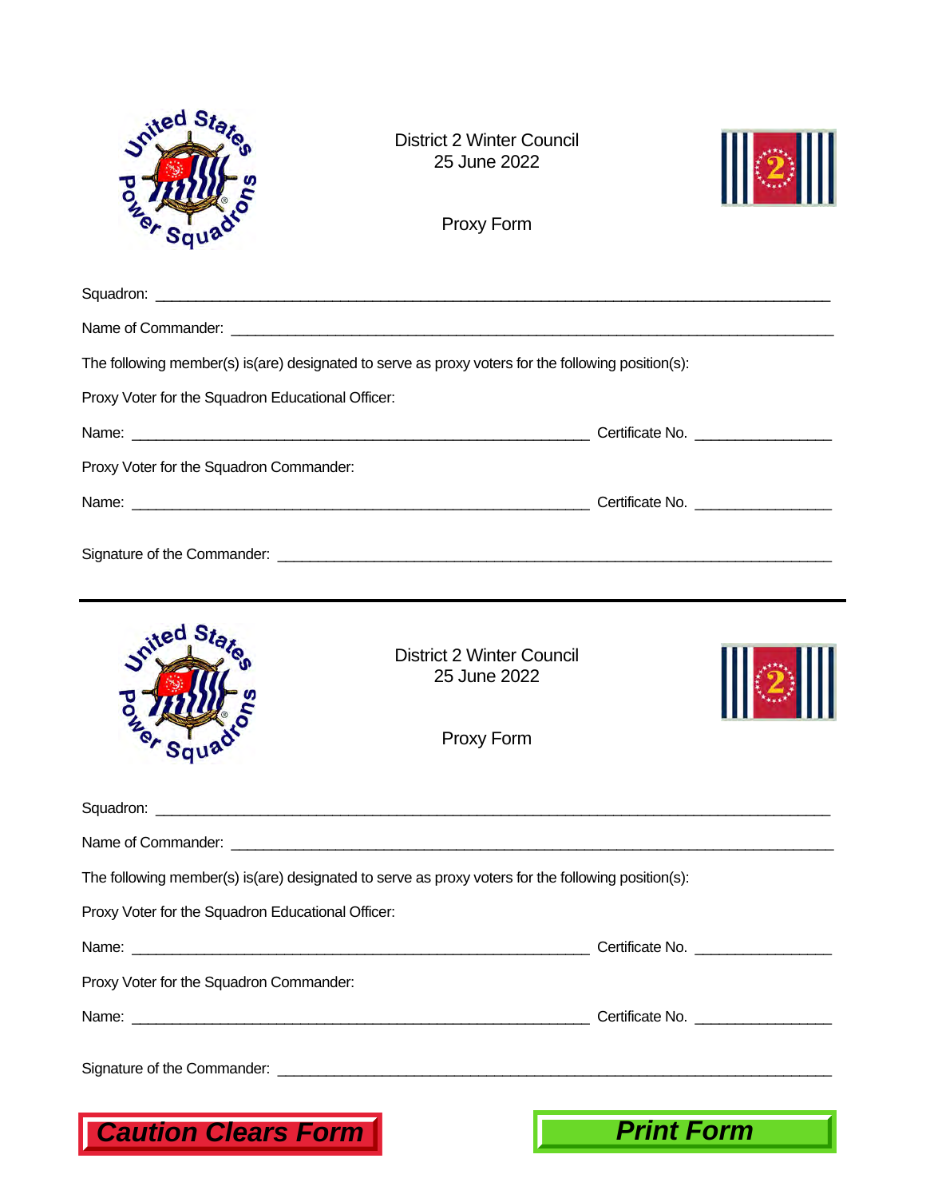District 2 Winter Council
25 June 2022

Proxy Form

Squadron: ______________________________________________________________________________

Name of Commander: ______________________________________________________________________

The following member(s) is(are) designated to serve as proxy voters for the following position(s):

Proxy Voter for the Squadron Educational Officer:

Name: ____________________________________________________ Certificate No. _______________

Proxy Voter for the Squadron Commander:

Name: ____________________________________________________ Certificate No. _______________

Signature of the Commander: _______________________________________________________________

---

District 2 Winter Council
25 June 2022

Proxy Form

Squadron: ______________________________________________________________________________

Name of Commander: ______________________________________________________________________

The following member(s) is(are) designated to serve as proxy voters for the following position(s):

Proxy Voter for the Squadron Educational Officer:

Name: ____________________________________________________ Certificate No. _______________

Proxy Voter for the Squadron Commander:

Name: ____________________________________________________ Certificate No. _______________

Signature of the Commander: _______________________________________________________________

**Caution Clears Form** **Print Form**